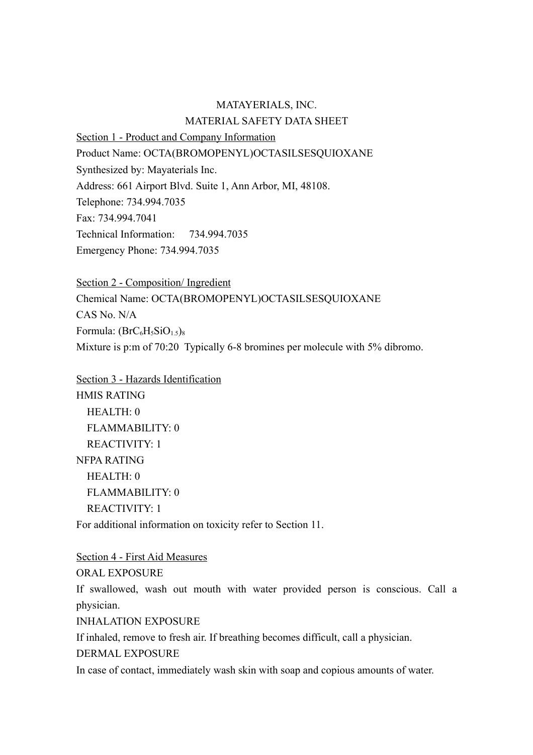MATAYERIALS, INC.

MATERIAL SAFETY DATA SHEET

Section 1 - Product and Company Information

Product Name: OCTA(BROMOPENYL)OCTASILSESQUIOXANE

Synthesized by: Mayaterials Inc.

Address: 661 Airport Blvd. Suite 1, Ann Arbor, MI, 48108.

Telephone: 734.994.7035

Fax: 734.994.7041

Technical Information: 734.994.7035

Emergency Phone: 734.994.7035

Section 2 - Composition/ Ingredient

Chemical Name: OCTA(BROMOPENYL)OCTASILSESQUIOXANE

CAS No. N/A

Formula: $(BrC_6H_5SiO_{1.5})_8$

Mixture is p:m of 70:20 Typically 6-8 bromines per molecule with 5% dibromo.

Section 3 - Hazards Identification

HMIS RATING

- HEALTH: 0
- FLAMMABILITY: 0
- REACTIVITY: 1

NFPA RATING

- HEALTH: 0
- FLAMMABILITY: 0
- REACTIVITY: 1

For additional information on toxicity refer to Section 11.

Section 4 - First Aid Measures

ORAL EXPOSURE

If swallowed, wash out mouth with water provided person is conscious. Call a physician.

INHALATION EXPOSURE

If inhaled, remove to fresh air. If breathing becomes difficult, call a physician.

DERMAL EXPOSURE

In case of contact, immediately wash skin with soap and copious amounts of water.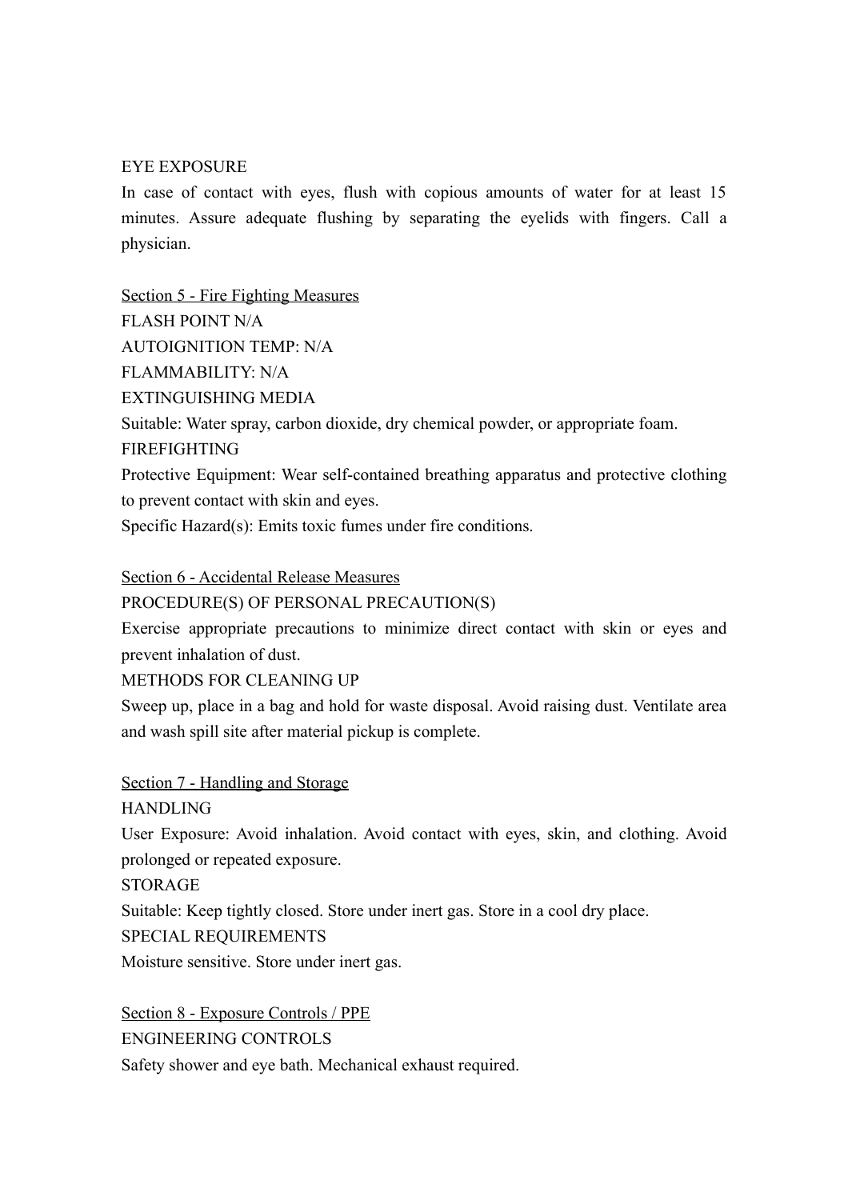EYE EXPOSURE

In case of contact with eyes, flush with copious amounts of water for at least 15 minutes. Assure adequate flushing by separating the eyelids with fingers. Call a physician.

## Section 5 - Fire Fighting Measures

FLASH POINT N/A

AUTOIGNITION TEMP: N/A

FLAMMABILITY: N/A

EXTINGUISHING MEDIA

Suitable: Water spray, carbon dioxide, dry chemical powder, or appropriate foam.

FIREFIGHTING

Protective Equipment: Wear self-contained breathing apparatus and protective clothing to prevent contact with skin and eyes.

Specific Hazard(s): Emits toxic fumes under fire conditions.

## Section 6 - Accidental Release Measures

PROCEDURE(S) OF PERSONAL PRECAUTION(S)

Exercise appropriate precautions to minimize direct contact with skin or eyes and prevent inhalation of dust.

METHODS FOR CLEANING UP

Sweep up, place in a bag and hold for waste disposal. Avoid raising dust. Ventilate area and wash spill site after material pickup is complete.

## Section 7 - Handling and Storage

HANDLING

User Exposure: Avoid inhalation. Avoid contact with eyes, skin, and clothing. Avoid prolonged or repeated exposure.

STORAGE

Suitable: Keep tightly closed. Store under inert gas. Store in a cool dry place.

SPECIAL REQUIREMENTS

Moisture sensitive. Store under inert gas.

## Section 8 - Exposure Controls / PPE

ENGINEERING CONTROLS

Safety shower and eye bath. Mechanical exhaust required.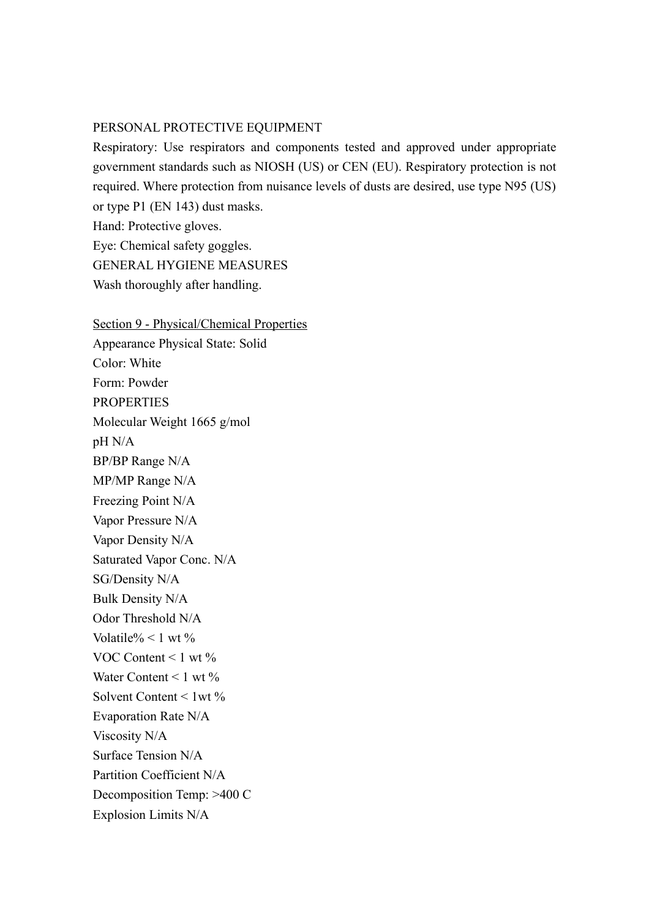PERSONAL PROTECTIVE EQUIPMENT

Respiratory: Use respirators and components tested and approved under appropriate government standards such as NIOSH (US) or CEN (EU). Respiratory protection is not required. Where protection from nuisance levels of dusts are desired, use type N95 (US) or type P1 (EN 143) dust masks.

Hand: Protective gloves.

Eye: Chemical safety goggles.

GENERAL HYGIENE MEASURES

Wash thoroughly after handling.

## Section 9 - Physical/Chemical Properties

Appearance Physical State: Solid

Color: White

Form: Powder

PROPERTIES

Molecular Weight 1665 g/mol

pH N/A

BP/BP Range N/A

MP/MP Range N/A

Freezing Point N/A

Vapor Pressure N/A

Vapor Density N/A

Saturated Vapor Conc. N/A

SG/Density N/A

Bulk Density N/A

Odor Threshold N/A

Volatile% < 1 wt %

VOC Content < 1 wt %

Water Content < 1 wt %

Solvent Content < 1wt %

Evaporation Rate N/A

Viscosity N/A

Surface Tension N/A

Partition Coefficient N/A

Decomposition Temp: >400 C

Explosion Limits N/A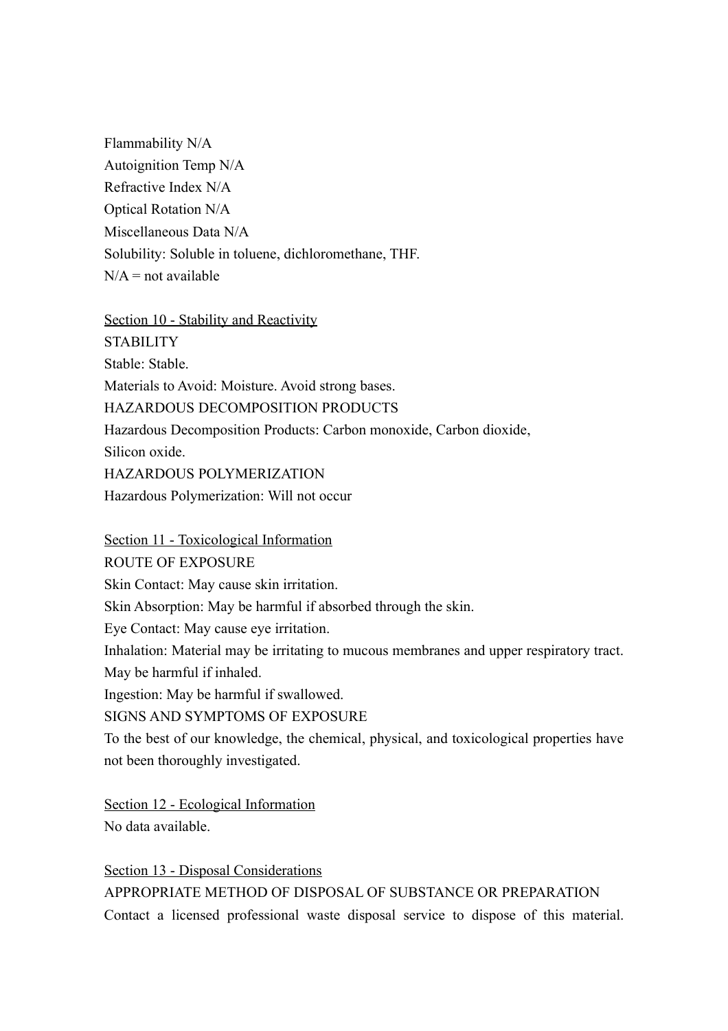Flammability N/A

Autoignition Temp N/A

Refractive Index N/A

Optical Rotation N/A

Miscellaneous Data N/A

Solubility: Soluble in toluene, dichloromethane, THF.

N/A = not available

## Section 10 - Stability and Reactivity

STABILITY

Stable: Stable.

Materials to Avoid: Moisture. Avoid strong bases.

HAZARDOUS DECOMPOSITION PRODUCTS

Hazardous Decomposition Products: Carbon monoxide, Carbon dioxide, Silicon oxide.

HAZARDOUS POLYMERIZATION

Hazardous Polymerization: Will not occur

## Section 11 - Toxicological Information

ROUTE OF EXPOSURE

Skin Contact: May cause skin irritation.

Skin Absorption: May be harmful if absorbed through the skin.

Eye Contact: May cause eye irritation.

Inhalation: Material may be irritating to mucous membranes and upper respiratory tract. May be harmful if inhaled.

Ingestion: May be harmful if swallowed.

SIGNS AND SYMPTOMS OF EXPOSURE

To the best of our knowledge, the chemical, physical, and toxicological properties have not been thoroughly investigated.

## Section 12 - Ecological Information

No data available.

## Section 13 - Disposal Considerations

APPROPRIATE METHOD OF DISPOSAL OF SUBSTANCE OR PREPARATION

Contact a licensed professional waste disposal service to dispose of this material.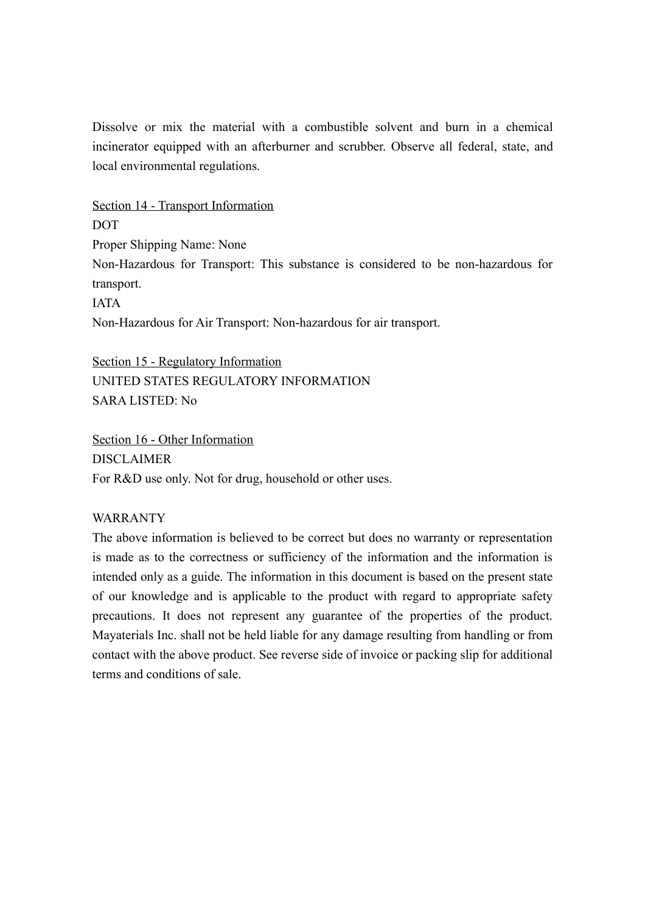Dissolve or mix the material with a combustible solvent and burn in a chemical incinerator equipped with an afterburner and scrubber. Observe all federal, state, and local environmental regulations.

## Section 14 - Transport Information

DOT

Proper Shipping Name: None

Non-Hazardous for Transport: This substance is considered to be non-hazardous for transport.

IATA

Non-Hazardous for Air Transport: Non-hazardous for air transport.

## Section 15 - Regulatory Information

UNITED STATES REGULATORY INFORMATION

SARA LISTED: No

## Section 16 - Other Information

DISCLAIMER

For R&D use only. Not for drug, household or other uses.

WARRANTY

The above information is believed to be correct but does no warranty or representation is made as to the correctness or sufficiency of the information and the information is intended only as a guide. The information in this document is based on the present state of our knowledge and is applicable to the product with regard to appropriate safety precautions. It does not represent any guarantee of the properties of the product. Mayaterials Inc. shall not be held liable for any damage resulting from handling or from contact with the above product. See reverse side of invoice or packing slip for additional terms and conditions of sale.